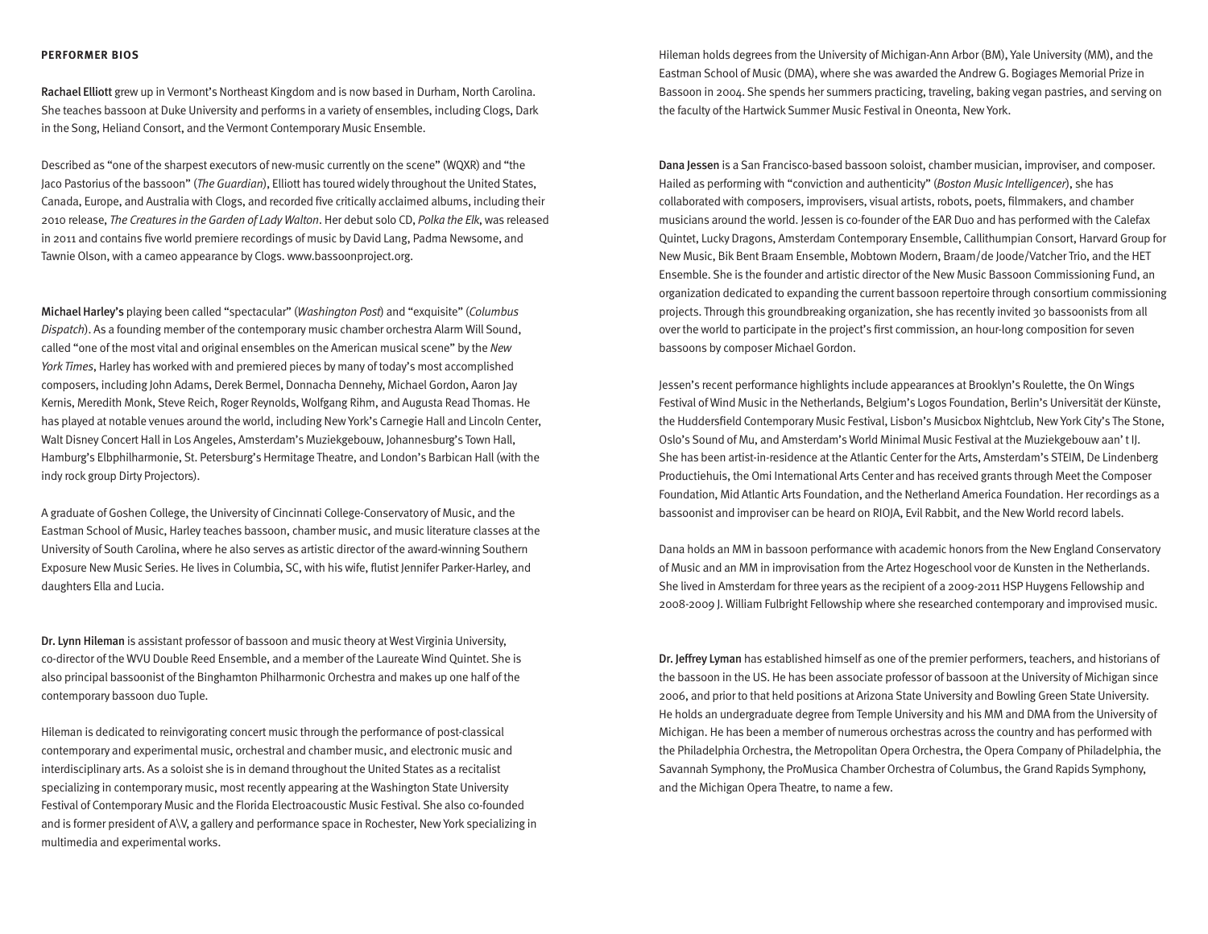## PERFORMER BIOS

**Rachael Elliott** grew up in Vermont's Northeast Kingdom and is now based in Durham, North Carolina. She teaches bassoon at Duke University and performs in a variety of ensembles, including Clogs, Dark in the Song, Heliand Consort, and the Vermont Contemporary Music Ensemble.

Described as "one of the sharpest executors of new-music currently on the scene" (WQXR) and "the Jaco Pastorius of the bassoon" (*The Guardian*), Elliott has toured widely throughout the United States, Canada, Europe, and Australia with Clogs, and recorded five critically acclaimed albums, including their 2010 release, *The Creatures in the Garden of Lady Walton*. Her debut solo CD, *Polka the Elk*, was released in 2011 and contains five world premiere recordings of music by David Lang, Padma Newsome, and Tawnie Olson, with a cameo appearance by Clogs. www.bassoonproject.org.

**Michael Harley's** playing been called "spectacular" (*Washington Post*) and "exquisite" (*Columbus Dispatch*). As a founding member of the contemporary music chamber orchestra Alarm Will Sound, called "one of the most vital and original ensembles on the American musical scene" by the *New York Times*, Harley has worked with and premiered pieces by many of today's most accomplished composers, including John Adams, Derek Bermel, Donnacha Dennehy, Michael Gordon, Aaron Jay Kernis, Meredith Monk, Steve Reich, Roger Reynolds, Wolfgang Rihm, and Augusta Read Thomas. He has played at notable venues around the world, including New York's Carnegie Hall and Lincoln Center, Walt Disney Concert Hall in Los Angeles, Amsterdam's Muziekgebouw, Johannesburg's Town Hall, Hamburg's Elbphilharmonie, St. Petersburg's Hermitage Theatre, and London's Barbican Hall (with the indy rock group Dirty Projectors).

A graduate of Goshen College, the University of Cincinnati College-Conservatory of Music, and the Eastman School of Music, Harley teaches bassoon, chamber music, and music literature classes at the University of South Carolina, where he also serves as artistic director of the award-winning Southern Exposure New Music Series. He lives in Columbia, SC, with his wife, flutist Jennifer Parker-Harley, and daughters Ella and Lucia.

**Dr. Lynn Hileman** is assistant professor of bassoon and music theory at West Virginia University, co-director of the WVU Double Reed Ensemble, and a member of the Laureate Wind Quintet. She is also principal bassoonist of the Binghamton Philharmonic Orchestra and makes up one half of the contemporary bassoon duo Tuple.

Hileman is dedicated to reinvigorating concert music through the performance of post-classical contemporary and experimental music, orchestral and chamber music, and electronic music and interdisciplinary arts. As a soloist she is in demand throughout the United States as a recitalist specializing in contemporary music, most recently appearing at the Washington State University Festival of Contemporary Music and the Florida Electroacoustic Music Festival. She also co-founded and is former president of A\V, a gallery and performance space in Rochester, New York specializing in multimedia and experimental works.

Hileman holds degrees from the University of Michigan-Ann Arbor (BM), Yale University (MM), and the Eastman School of Music (DMA), where she was awarded the Andrew G. Bogiages Memorial Prize in Bassoon in 2004. She spends her summers practicing, traveling, baking vegan pastries, and serving on the faculty of the Hartwick Summer Music Festival in Oneonta, New York.

**Dana Jessen** is a San Francisco-based bassoon soloist, chamber musician, improviser, and composer. Hailed as performing with "conviction and authenticity" (*Boston Music Intelligencer*), she has collaborated with composers, improvisers, visual artists, robots, poets, filmmakers, and chamber musicians around the world. Jessen is co-founder of the EAR Duo and has performed with the Calefax Quintet, Lucky Dragons, Amsterdam Contemporary Ensemble, Callithumpian Consort, Harvard Group for New Music, Bik Bent Braam Ensemble, Mobtown Modern, Braam/de Joode/Vatcher Trio, and the HET Ensemble. She is the founder and artistic director of the New Music Bassoon Commissioning Fund, an organization dedicated to expanding the current bassoon repertoire through consortium commissioning projects. Through this groundbreaking organization, she has recently invited 30 bassoonists from all over the world to participate in the project's first commission, an hour-long composition for seven bassoons by composer Michael Gordon.

Jessen's recent performance highlights include appearances at Brooklyn's Roulette, the On Wings Festival of Wind Music in the Netherlands, Belgium's Logos Foundation, Berlin's Universität der Künste, the Huddersfield Contemporary Music Festival, Lisbon's Musicbox Nightclub, New York City's The Stone, Oslo's Sound of Mu, and Amsterdam's World Minimal Music Festival at the Muziekgebouw aan' t IJ. She has been artist-in-residence at the Atlantic Center for the Arts, Amsterdam's STEIM, De Lindenberg Productiehuis, the Omi International Arts Center and has received grants through Meet the Composer Foundation, Mid Atlantic Arts Foundation, and the Netherland America Foundation. Her recordings as a bassoonist and improviser can be heard on RIOJA, Evil Rabbit, and the New World record labels.

Dana holds an MM in bassoon performance with academic honors from the New England Conservatory of Music and an MM in improvisation from the Artez Hogeschool voor de Kunsten in the Netherlands. She lived in Amsterdam for three years as the recipient of a 2009-2011 HSP Huygens Fellowship and 2008-2009 J. William Fulbright Fellowship where she researched contemporary and improvised music.

**Dr. Jeffrey Lyman** has established himself as one of the premier performers, teachers, and historians of the bassoon in the US. He has been associate professor of bassoon at the University of Michigan since 2006, and prior to that held positions at Arizona State University and Bowling Green State University. He holds an undergraduate degree from Temple University and his MM and DMA from the University of Michigan. He has been a member of numerous orchestras across the country and has performed with the Philadelphia Orchestra, the Metropolitan Opera Orchestra, the Opera Company of Philadelphia, the Savannah Symphony, the ProMusica Chamber Orchestra of Columbus, the Grand Rapids Symphony, and the Michigan Opera Theatre, to name a few.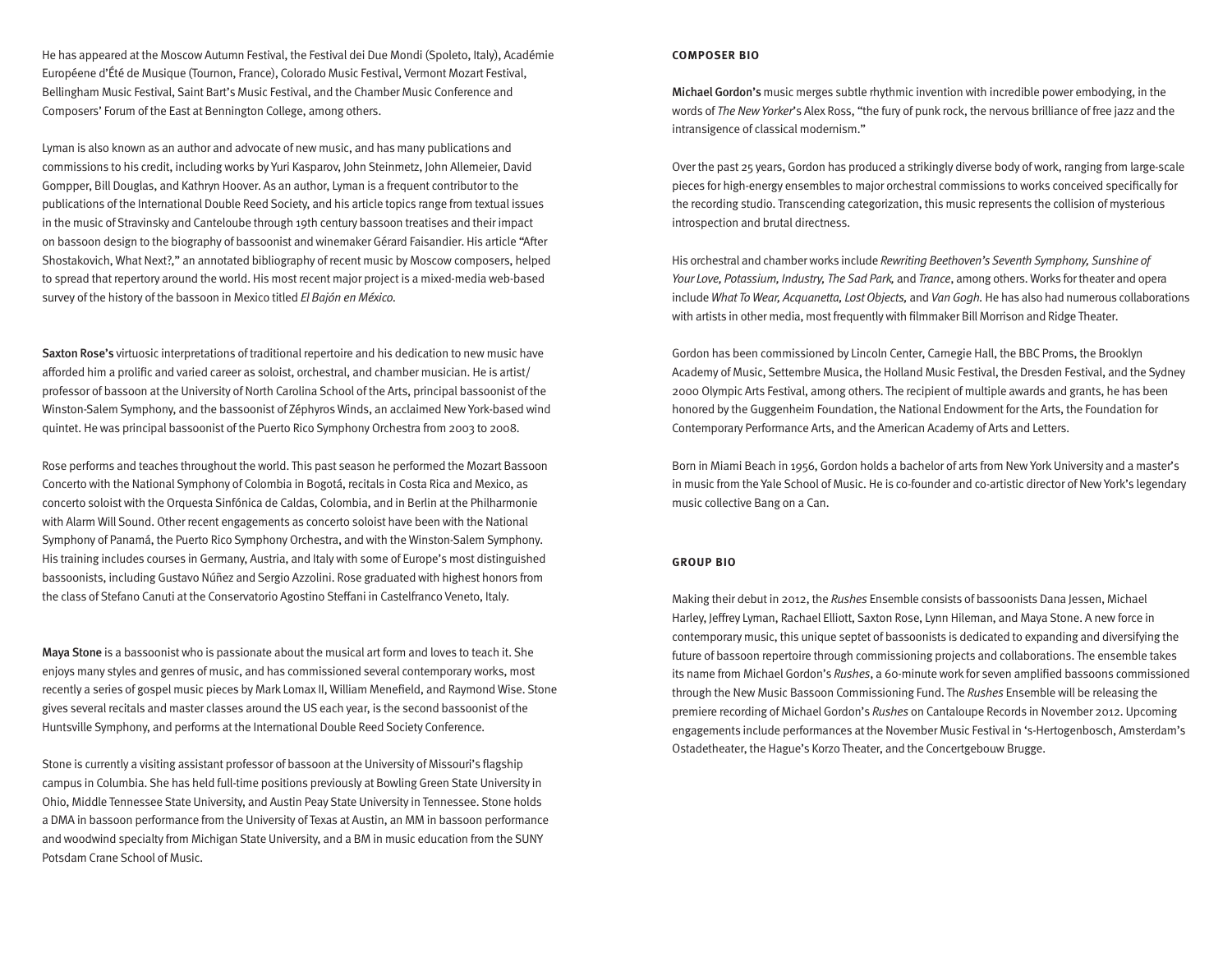He has appeared at the Moscow Autumn Festival, the Festival dei Due Mondi (Spoleto, Italy), Académie Européene d'Été de Musique (Tournon, France), Colorado Music Festival, Vermont Mozart Festival, Bellingham Music Festival, Saint Bart's Music Festival, and the Chamber Music Conference and Composers' Forum of the East at Bennington College, among others.

Lyman is also known as an author and advocate of new music, and has many publications and commissions to his credit, including works by Yuri Kasparov, John Steinmetz, John Allemeier, David Gompper, Bill Douglas, and Kathryn Hoover. As an author, Lyman is a frequent contributor to the publications of the International Double Reed Society, and his article topics range from textual issues in the music of Stravinsky and Canteloube through 19th century bassoon treatises and their impact on bassoon design to the biography of bassoonist and winemaker Gérard Faisandier. His article "After Shostakovich, What Next?," an annotated bibliography of recent music by Moscow composers, helped to spread that repertory around the world. His most recent major project is a mixed-media web-based survey of the history of the bassoon in Mexico titled *El Bajón en México*.

**Saxton Rose's** virtuosic interpretations of traditional repertoire and his dedication to new music have afforded him a prolific and varied career as soloist, orchestral, and chamber musician. He is artist/professor of bassoon at the University of North Carolina School of the Arts, principal bassoonist of the Winston-Salem Symphony, and the bassoonist of Zéphyros Winds, an acclaimed New York-based wind quintet. He was principal bassoonist of the Puerto Rico Symphony Orchestra from 2003 to 2008.

Rose performs and teaches throughout the world. This past season he performed the Mozart Bassoon Concerto with the National Symphony of Colombia in Bogotá, recitals in Costa Rica and Mexico, as concerto soloist with the Orquesta Sinfónica de Caldas, Colombia, and in Berlin at the Philharmonie with Alarm Will Sound. Other recent engagements as concerto soloist have been with the National Symphony of Panamá, the Puerto Rico Symphony Orchestra, and with the Winston-Salem Symphony. His training includes courses in Germany, Austria, and Italy with some of Europe's most distinguished bassoonists, including Gustavo Núñez and Sergio Azzolini. Rose graduated with highest honors from the class of Stefano Canuti at the Conservatorio Agostino Steffani in Castelfranco Veneto, Italy.

**Maya Stone** is a bassoonist who is passionate about the musical art form and loves to teach it. She enjoys many styles and genres of music, and has commissioned several contemporary works, most recently a series of gospel music pieces by Mark Lomax II, William Menefield, and Raymond Wise. Stone gives several recitals and master classes around the US each year, is the second bassoonist of the Huntsville Symphony, and performs at the International Double Reed Society Conference.

Stone is currently a visiting assistant professor of bassoon at the University of Missouri's flagship campus in Columbia. She has held full-time positions previously at Bowling Green State University in Ohio, Middle Tennessee State University, and Austin Peay State University in Tennessee. Stone holds a DMA in bassoon performance from the University of Texas at Austin, an MM in bassoon performance and woodwind specialty from Michigan State University, and a BM in music education from the SUNY Potsdam Crane School of Music.

## COMPOSER BIO

**Michael Gordon's** music merges subtle rhythmic invention with incredible power embodying, in the words of *The New Yorker*'s Alex Ross, "the fury of punk rock, the nervous brilliance of free jazz and the intransigence of classical modernism."

Over the past 25 years, Gordon has produced a strikingly diverse body of work, ranging from large-scale pieces for high-energy ensembles to major orchestral commissions to works conceived specifically for the recording studio. Transcending categorization, this music represents the collision of mysterious introspection and brutal directness.

His orchestral and chamber works include *Rewriting Beethoven's Seventh Symphony, Sunshine of Your Love, Potassium, Industry, The Sad Park,* and *Trance*, among others. Works for theater and opera include *What To Wear, Acquanetta, Lost Objects,* and *Van Gogh.* He has also had numerous collaborations with artists in other media, most frequently with filmmaker Bill Morrison and Ridge Theater.

Gordon has been commissioned by Lincoln Center, Carnegie Hall, the BBC Proms, the Brooklyn Academy of Music, Settembre Musica, the Holland Music Festival, the Dresden Festival, and the Sydney 2000 Olympic Arts Festival, among others. The recipient of multiple awards and grants, he has been honored by the Guggenheim Foundation, the National Endowment for the Arts, the Foundation for Contemporary Performance Arts, and the American Academy of Arts and Letters.

Born in Miami Beach in 1956, Gordon holds a bachelor of arts from New York University and a master's in music from the Yale School of Music. He is co-founder and co-artistic director of New York's legendary music collective Bang on a Can.

## GROUP BIO

Making their debut in 2012, the *Rushes* Ensemble consists of bassoonists Dana Jessen, Michael Harley, Jeffrey Lyman, Rachael Elliott, Saxton Rose, Lynn Hileman, and Maya Stone. A new force in contemporary music, this unique septet of bassoonists is dedicated to expanding and diversifying the future of bassoon repertoire through commissioning projects and collaborations. The ensemble takes its name from Michael Gordon's *Rushes*, a 60-minute work for seven amplified bassoons commissioned through the New Music Bassoon Commissioning Fund. The *Rushes* Ensemble will be releasing the premiere recording of Michael Gordon's *Rushes* on Cantaloupe Records in November 2012. Upcoming engagements include performances at the November Music Festival in 's-Hertogenbosch, Amsterdam's Ostadetheater, the Hague's Korzo Theater, and the Concertgebouw Brugge.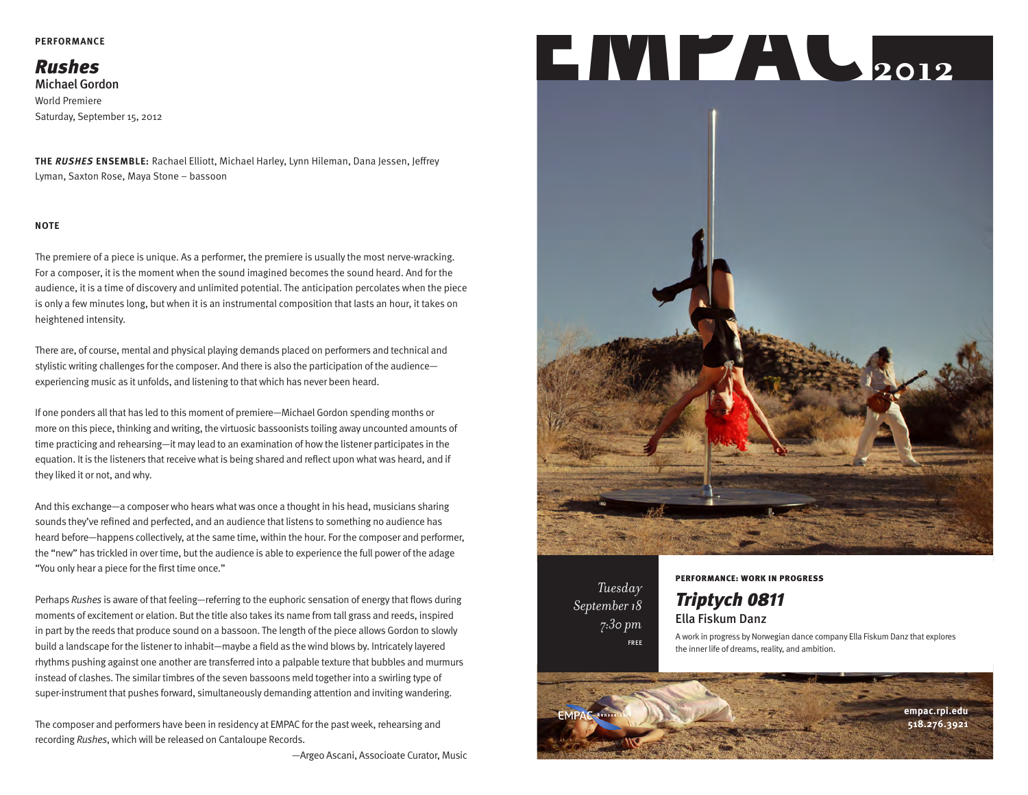**PERFORMANCE**

## *Rushes*

Michael Gordon

World Premiere

Saturday, September 15, 2012

**THE *RUSHES* ENSEMBLE:** Rachael Elliott, Michael Harley, Lynn Hileman, Dana Jessen, Jeffrey Lyman, Saxton Rose, Maya Stone – bassoon

**NOTE**

The premiere of a piece is unique. As a performer, the premiere is usually the most nerve-wracking. For a composer, it is the moment when the sound imagined becomes the sound heard. And for the audience, it is a time of discovery and unlimited potential. The anticipation percolates when the piece is only a few minutes long, but when it is an instrumental composition that lasts an hour, it takes on heightened intensity.

There are, of course, mental and physical playing demands placed on performers and technical and stylistic writing challenges for the composer. And there is also the participation of the audience—experiencing music as it unfolds, and listening to that which has never been heard.

If one ponders all that has led to this moment of premiere—Michael Gordon spending months or more on this piece, thinking and writing, the virtuosic bassoonists toiling away uncounted amounts of time practicing and rehearsing—it may lead to an examination of how the listener participates in the equation. It is the listeners that receive what is being shared and reflect upon what was heard, and if they liked it or not, and why.

And this exchange—a composer who hears what was once a thought in his head, musicians sharing sounds they've refined and perfected, and an audience that listens to something no audience has heard before—happens collectively, at the same time, within the hour. For the composer and performer, the "new" has trickled in over time, but the audience is able to experience the full power of the adage "You only hear a piece for the first time once."

Perhaps *Rushes* is aware of that feeling—referring to the euphoric sensation of energy that flows during moments of excitement or elation. But the title also takes its name from tall grass and reeds, inspired in part by the reeds that produce sound on a bassoon. The length of the piece allows Gordon to slowly build a landscape for the listener to inhabit—maybe a field as the wind blows by. Intricately layered rhythms pushing against one another are transferred into a palpable texture that bubbles and murmurs instead of clashes. The similar timbres of the seven bassoons meld together into a swirling type of super-instrument that pushes forward, simultaneously demanding attention and inviting wandering.

The composer and performers have been in residency at EMPAC for the past week, rehearsing and recording *Rushes*, which will be released on Cantaloupe Records.

—Argeo Ascani, Associoate Curator, Music

EMPAC 2012

*Tuesday*
*September 18*
*7:30 pm*
FREE

**PERFORMANCE: WORK IN PROGRESS**

## *Triptych 0811*

Ella Fiskum Danz

A work in progress by Norwegian dance company Ella Fiskum Danz that explores the inner life of dreams, reality, and ambition.

EMPAC Rensselaer

**empac.rpi.edu**
**518.276.3921**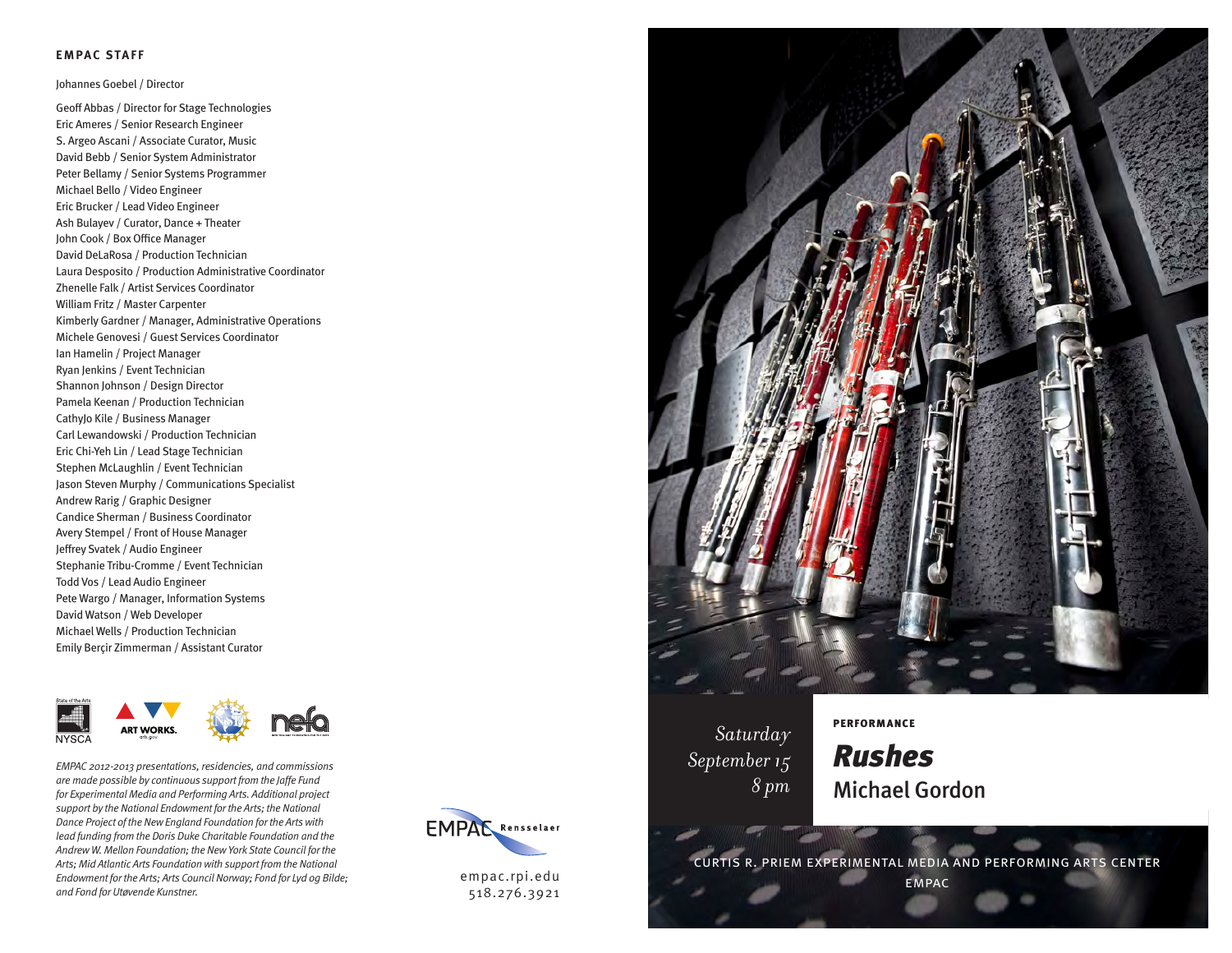## EMPAC STAFF

Johannes Goebel / Director

Geoff Abbas / Director for Stage Technologies
Eric Ameres / Senior Research Engineer
S. Argeo Ascani / Associate Curator, Music
David Bebb / Senior System Administrator
Peter Bellamy / Senior Systems Programmer
Michael Bello / Video Engineer
Eric Brucker / Lead Video Engineer
Ash Bulayev / Curator, Dance + Theater
John Cook / Box Office Manager
David DeLaRosa / Production Technician
Laura Desposito / Production Administrative Coordinator
Zhenelle Falk / Artist Services Coordinator
William Fritz / Master Carpenter
Kimberly Gardner / Manager, Administrative Operations
Michele Genovesi / Guest Services Coordinator
Ian Hamelin / Project Manager
Ryan Jenkins / Event Technician
Shannon Johnson / Design Director
Pamela Keenan / Production Technician
CathyJo Kile / Business Manager
Carl Lewandowski / Production Technician
Eric Chi-Yeh Lin / Lead Stage Technician
Stephen McLaughlin / Event Technician
Jason Steven Murphy / Communications Specialist
Andrew Rarig / Graphic Designer
Candice Sherman / Business Coordinator
Avery Stempel / Front of House Manager
Jeffrey Svatek / Audio Engineer
Stephanie Tribu-Cromme / Event Technician
Todd Vos / Lead Audio Engineer
Pete Wargo / Manager, Information Systems
David Watson / Web Developer
Michael Wells / Production Technician
Emily Berçir Zimmerman / Assistant Curator

NYSCA · ART WORKS. arts.gov · nefa

*EMPAC 2012-2013 presentations, residencies, and commissions are made possible by continuous support from the Jaffe Fund for Experimental Media and Performing Arts. Additional project support by the National Endowment for the Arts; the National Dance Project of the New England Foundation for the Arts with lead funding from the Doris Duke Charitable Foundation and the Andrew W. Mellon Foundation; the New York State Council for the Arts; Mid Atlantic Arts Foundation with support from the National Endowment for the Arts; Arts Council Norway; Fond for Lyd og Bilde; and Fond for Utøvende Kunstner.*

EMPAC Rensselaer

empac.rpi.edu
518.276.3921

*Saturday*
*September 15*
*8 pm*

**PERFORMANCE**

# *Rushes*

## Michael Gordon

CURTIS R. PRIEM EXPERIMENTAL MEDIA AND PERFORMING ARTS CENTER
EMPAC